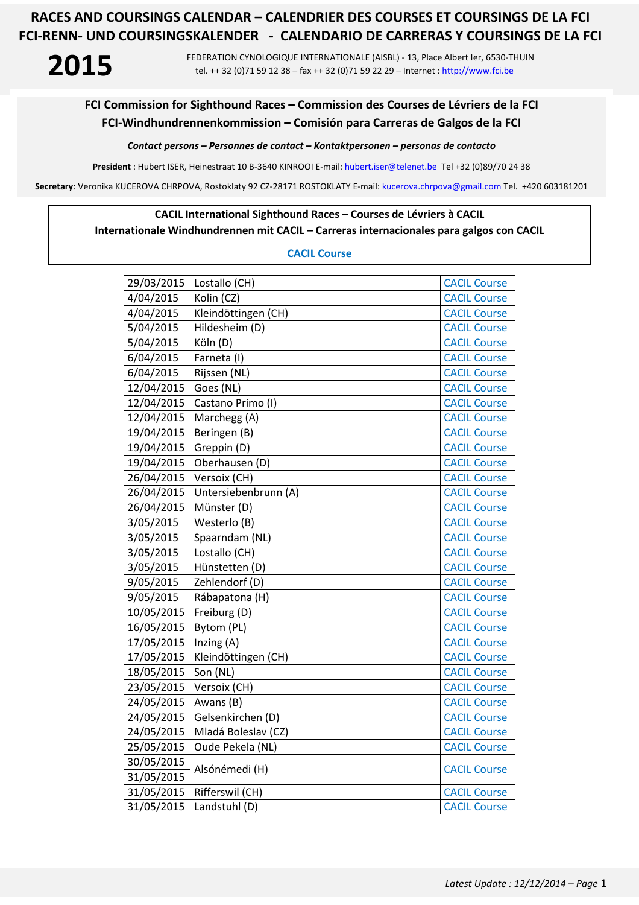# RACES AND COURSINGS CALENDAR – CALENDRIER DES COURSES ET COURSINGS DE LA FCI
# FCI-RENN- UND COURSINGSKALENDER - CALENDARIO DE CARRERAS Y COURSINGS DE LA FCI

**2015**

FEDERATION CYNOLOGIQUE INTERNATIONALE (AISBL) - 13, Place Albert Ier, 6530-THUIN
tel. ++ 32 (0)71 59 12 38 – fax ++ 32 (0)71 59 22 29 – Internet : http://www.fci.be

## FCI Commission for Sighthound Races – Commission des Courses de Lévriers de la FCI
## FCI-Windhundrennenkommission – Comisión para Carreras de Galgos de la FCI

***Contact persons – Personnes de contact – Kontaktpersonen – personas de contacto***

**President** : Hubert ISER, Heinestraat 10 B-3640 KINROOI E-mail: hubert.iser@telenet.be Tel +32 (0)89/70 24 38

**Secretary**: Veronika KUCEROVA CHRPOVA, Rostoklaty 92 CZ-28171 ROSTOKLATY E-mail: kucerova.chrpova@gmail.com Tel. +420 603181201

**CACIL International Sighthound Races – Courses de Lévriers à CACIL**
**Internationale Windhundrennen mit CACIL – Carreras internacionales para galgos con CACIL**

**CACIL Course**

| Date | Location | Type |
|---|---|---|
| 29/03/2015 | Lostallo (CH) | CACIL Course |
| 4/04/2015 | Kolin (CZ) | CACIL Course |
| 4/04/2015 | Kleindöttingen (CH) | CACIL Course |
| 5/04/2015 | Hildesheim (D) | CACIL Course |
| 5/04/2015 | Köln (D) | CACIL Course |
| 6/04/2015 | Farneta (I) | CACIL Course |
| 6/04/2015 | Rijssen (NL) | CACIL Course |
| 12/04/2015 | Goes (NL) | CACIL Course |
| 12/04/2015 | Castano Primo (I) | CACIL Course |
| 12/04/2015 | Marchegg (A) | CACIL Course |
| 19/04/2015 | Beringen (B) | CACIL Course |
| 19/04/2015 | Greppin (D) | CACIL Course |
| 19/04/2015 | Oberhausen (D) | CACIL Course |
| 26/04/2015 | Versoix (CH) | CACIL Course |
| 26/04/2015 | Untersiebenbrunn (A) | CACIL Course |
| 26/04/2015 | Münster (D) | CACIL Course |
| 3/05/2015 | Westerlo (B) | CACIL Course |
| 3/05/2015 | Spaarndam (NL) | CACIL Course |
| 3/05/2015 | Lostallo (CH) | CACIL Course |
| 3/05/2015 | Hünstetten (D) | CACIL Course |
| 9/05/2015 | Zehlendorf (D) | CACIL Course |
| 9/05/2015 | Rábapatona (H) | CACIL Course |
| 10/05/2015 | Freiburg (D) | CACIL Course |
| 16/05/2015 | Bytom (PL) | CACIL Course |
| 17/05/2015 | Inzing (A) | CACIL Course |
| 17/05/2015 | Kleindöttingen (CH) | CACIL Course |
| 18/05/2015 | Son (NL) | CACIL Course |
| 23/05/2015 | Versoix (CH) | CACIL Course |
| 24/05/2015 | Awans (B) | CACIL Course |
| 24/05/2015 | Gelsenkirchen (D) | CACIL Course |
| 24/05/2015 | Mladá Boleslav (CZ) | CACIL Course |
| 25/05/2015 | Oude Pekela (NL) | CACIL Course |
| 30/05/2015<br>31/05/2015 | Alsónémedi (H) | CACIL Course |
| 31/05/2015 | Rifferswil (CH) | CACIL Course |
| 31/05/2015 | Landstuhl (D) | CACIL Course |

*Latest Update : 12/12/2014*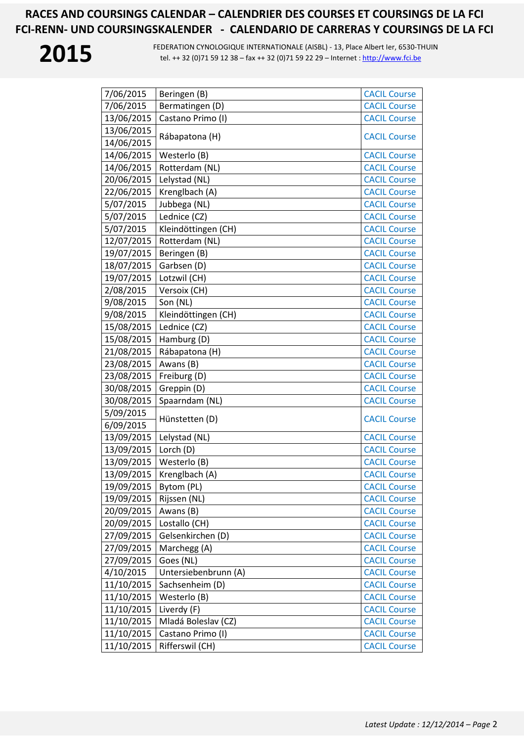# RACES AND COURSINGS CALENDAR – CALENDRIER DES COURSES ET COURSINGS DE LA FCI
# FCI-RENN- UND COURSINGSKALENDER - CALENDARIO DE CARRERAS Y COURSINGS DE LA FCI

**2015**

FEDERATION CYNOLOGIQUE INTERNATIONALE (AISBL) - 13, Place Albert Ier, 6530-THUIN
tel. ++ 32 (0)71 59 12 38 – fax ++ 32 (0)71 59 22 29 – Internet : http://www.fci.be

| | | |
|---|---|---|
| 7/06/2015 | Beringen (B) | CACIL Course |
| 7/06/2015 | Bermatingen (D) | CACIL Course |
| 13/06/2015 | Castano Primo (I) | CACIL Course |
| 13/06/2015<br>14/06/2015 | Rábapatona (H) | CACIL Course |
| 14/06/2015 | Westerlo (B) | CACIL Course |
| 14/06/2015 | Rotterdam (NL) | CACIL Course |
| 20/06/2015 | Lelystad (NL) | CACIL Course |
| 22/06/2015 | Krenglbach (A) | CACIL Course |
| 5/07/2015 | Jubbega (NL) | CACIL Course |
| 5/07/2015 | Lednice (CZ) | CACIL Course |
| 5/07/2015 | Kleindöttingen (CH) | CACIL Course |
| 12/07/2015 | Rotterdam (NL) | CACIL Course |
| 19/07/2015 | Beringen (B) | CACIL Course |
| 18/07/2015 | Garbsen (D) | CACIL Course |
| 19/07/2015 | Lotzwil (CH) | CACIL Course |
| 2/08/2015 | Versoix (CH) | CACIL Course |
| 9/08/2015 | Son (NL) | CACIL Course |
| 9/08/2015 | Kleindöttingen (CH) | CACIL Course |
| 15/08/2015 | Lednice (CZ) | CACIL Course |
| 15/08/2015 | Hamburg (D) | CACIL Course |
| 21/08/2015 | Rábapatona (H) | CACIL Course |
| 23/08/2015 | Awans (B) | CACIL Course |
| 23/08/2015 | Freiburg (D) | CACIL Course |
| 30/08/2015 | Greppin (D) | CACIL Course |
| 30/08/2015 | Spaarndam (NL) | CACIL Course |
| 5/09/2015<br>6/09/2015 | Hünstetten (D) | CACIL Course |
| 13/09/2015 | Lelystad (NL) | CACIL Course |
| 13/09/2015 | Lorch (D) | CACIL Course |
| 13/09/2015 | Westerlo (B) | CACIL Course |
| 13/09/2015 | Krenglbach (A) | CACIL Course |
| 19/09/2015 | Bytom (PL) | CACIL Course |
| 19/09/2015 | Rijssen (NL) | CACIL Course |
| 20/09/2015 | Awans (B) | CACIL Course |
| 20/09/2015 | Lostallo (CH) | CACIL Course |
| 27/09/2015 | Gelsenkirchen (D) | CACIL Course |
| 27/09/2015 | Marchegg (A) | CACIL Course |
| 27/09/2015 | Goes (NL) | CACIL Course |
| 4/10/2015 | Untersiebenbrunn (A) | CACIL Course |
| 11/10/2015 | Sachsenheim (D) | CACIL Course |
| 11/10/2015 | Westerlo (B) | CACIL Course |
| 11/10/2015 | Liverdy (F) | CACIL Course |
| 11/10/2015 | Mladá Boleslav (CZ) | CACIL Course |
| 11/10/2015 | Castano Primo (I) | CACIL Course |
| 11/10/2015 | Rifferswil (CH) | CACIL Course |

*Latest Update : 12/12/2014*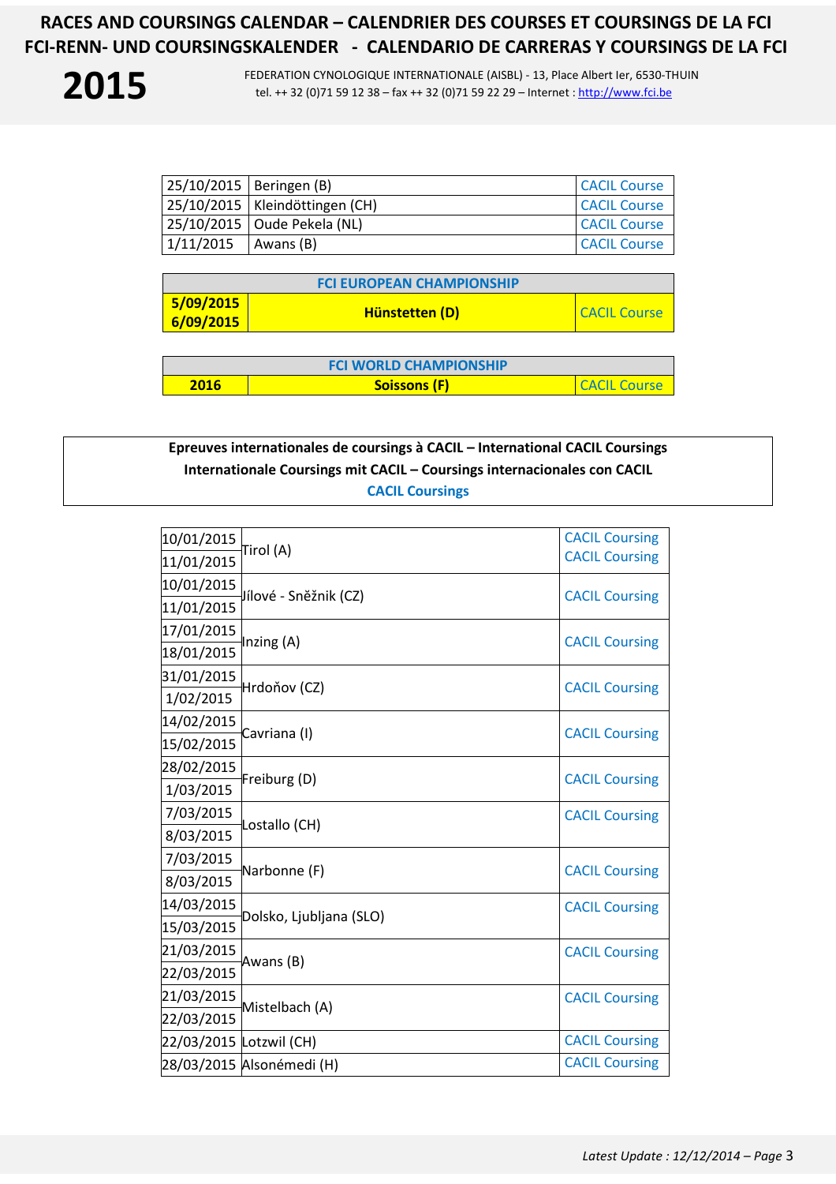# RACES AND COURSINGS CALENDAR – CALENDRIER DES COURSES ET COURSINGS DE LA FCI
# FCI-RENN- UND COURSINGSKALENDER - CALENDARIO DE CARRERAS Y COURSINGS DE LA FCI

**2015**

FEDERATION CYNOLOGIQUE INTERNATIONALE (AISBL) - 13, Place Albert Ier, 6530-THUIN
tel. ++ 32 (0)71 59 12 38 – fax ++ 32 (0)71 59 22 29 – Internet : http://www.fci.be

| | | |
|---|---|---|
| 25/10/2015 | Beringen (B) | CACIL Course |
| 25/10/2015 | Kleindöttingen (CH) | CACIL Course |
| 25/10/2015 | Oude Pekela (NL) | CACIL Course |
| 1/11/2015 | Awans (B) | CACIL Course |

| FCI EUROPEAN CHAMPIONSHIP | | |
|---|---|---|
| **5/09/2015 6/09/2015** | **Hünstetten (D)** | CACIL Course |

| FCI WORLD CHAMPIONSHIP | | |
|---|---|---|
| **2016** | **Soissons (F)** | CACIL Course |

**Epreuves internationales de coursings à CACIL – International CACIL Coursings**
**Internationale Coursings mit CACIL – Coursings internacionales con CACIL**
**CACIL Coursings**

| | | |
|---|---|---|
| 10/01/2015 11/01/2015 | Tirol (A) | CACIL Coursing CACIL Coursing |
| 10/01/2015 11/01/2015 | Jílové - Sněžnik (CZ) | CACIL Coursing |
| 17/01/2015 18/01/2015 | Inzing (A) | CACIL Coursing |
| 31/01/2015 1/02/2015 | Hrdoňov (CZ) | CACIL Coursing |
| 14/02/2015 15/02/2015 | Cavriana (I) | CACIL Coursing |
| 28/02/2015 1/03/2015 | Freiburg (D) | CACIL Coursing |
| 7/03/2015 8/03/2015 | Lostallo (CH) | CACIL Coursing |
| 7/03/2015 8/03/2015 | Narbonne (F) | CACIL Coursing |
| 14/03/2015 15/03/2015 | Dolsko, Ljubljana (SLO) | CACIL Coursing |
| 21/03/2015 22/03/2015 | Awans (B) | CACIL Coursing |
| 21/03/2015 22/03/2015 | Mistelbach (A) | CACIL Coursing |
| 22/03/2015 | Lotzwil (CH) | CACIL Coursing |
| 28/03/2015 | Alsonémedi (H) | CACIL Coursing |

*Latest Update : 12/12/2014*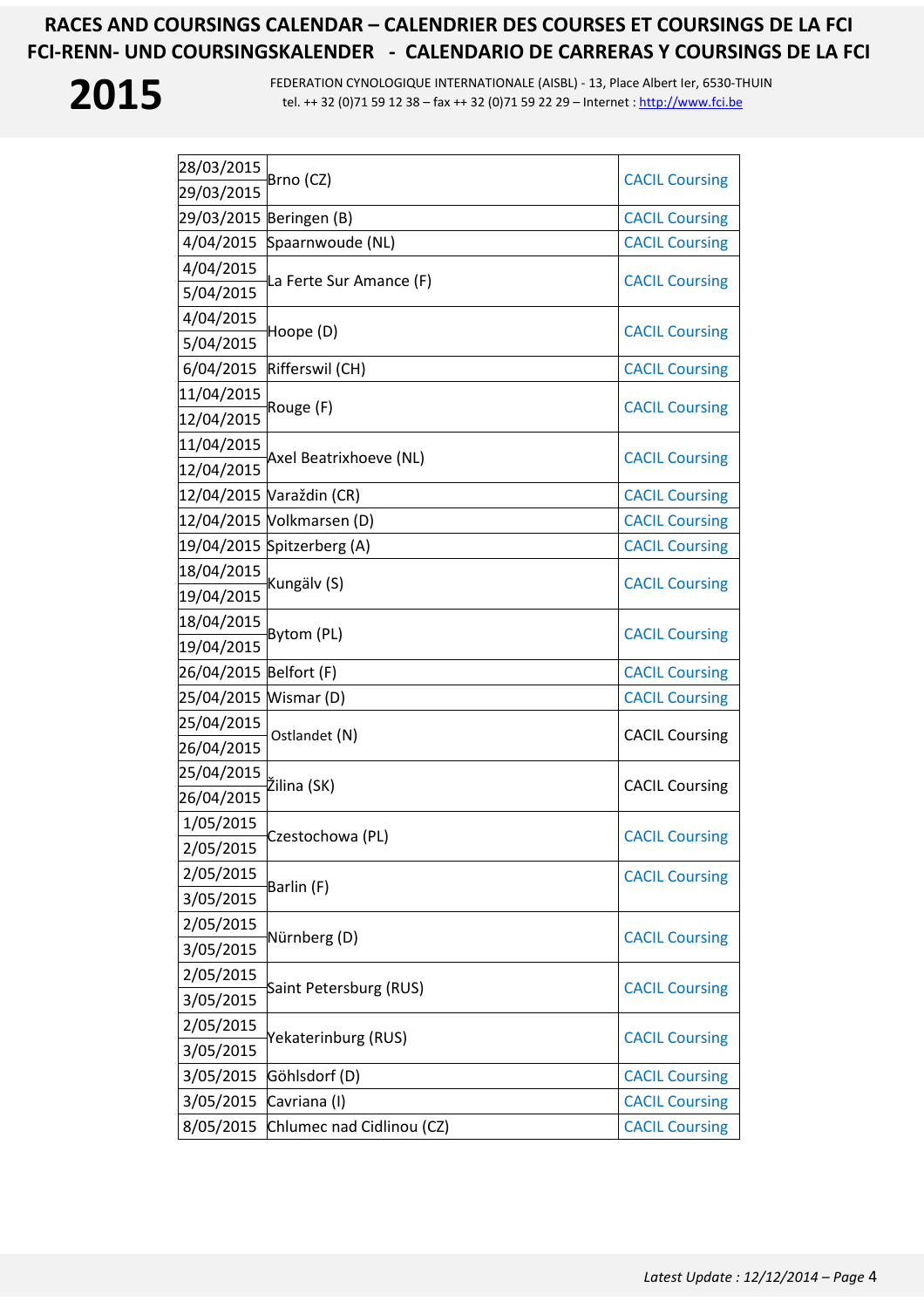# RACES AND COURSINGS CALENDAR – CALENDRIER DES COURSES ET COURSINGS DE LA FCI
# FCI-RENN- UND COURSINGSKALENDER - CALENDARIO DE CARRERAS Y COURSINGS DE LA FCI

**2015**

FEDERATION CYNOLOGIQUE INTERNATIONALE (AISBL) - 13, Place Albert Ier, 6530-THUIN
tel. ++ 32 (0)71 59 12 38 – fax ++ 32 (0)71 59 22 29 – Internet : http://www.fci.be

| Date | Place | Event |
|---|---|---|
| 28/03/2015<br>29/03/2015 | Brno (CZ) | CACIL Coursing |
| 29/03/2015 | Beringen (B) | CACIL Coursing |
| 4/04/2015 | Spaarnwoude (NL) | CACIL Coursing |
| 4/04/2015<br>5/04/2015 | La Ferte Sur Amance (F) | CACIL Coursing |
| 4/04/2015<br>5/04/2015 | Hoope (D) | CACIL Coursing |
| 6/04/2015 | Rifferswil (CH) | CACIL Coursing |
| 11/04/2015<br>12/04/2015 | Rouge (F) | CACIL Coursing |
| 11/04/2015<br>12/04/2015 | Axel Beatrixhoeve (NL) | CACIL Coursing |
| 12/04/2015 | Varaždin (CR) | CACIL Coursing |
| 12/04/2015 | Volkmarsen (D) | CACIL Coursing |
| 19/04/2015 | Spitzerberg (A) | CACIL Coursing |
| 18/04/2015<br>19/04/2015 | Kungälv (S) | CACIL Coursing |
| 18/04/2015<br>19/04/2015 | Bytom (PL) | CACIL Coursing |
| 26/04/2015 | Belfort (F) | CACIL Coursing |
| 25/04/2015 | Wismar (D) | CACIL Coursing |
| 25/04/2015<br>26/04/2015 | Ostlandet (N) | CACIL Coursing |
| 25/04/2015<br>26/04/2015 | Žilina (SK) | CACIL Coursing |
| 1/05/2015<br>2/05/2015 | Czestochowa (PL) | CACIL Coursing |
| 2/05/2015<br>3/05/2015 | Barlin (F) | CACIL Coursing |
| 2/05/2015<br>3/05/2015 | Nürnberg (D) | CACIL Coursing |
| 2/05/2015<br>3/05/2015 | Saint Petersburg (RUS) | CACIL Coursing |
| 2/05/2015<br>3/05/2015 | Yekaterinburg (RUS) | CACIL Coursing |
| 3/05/2015 | Göhlsdorf (D) | CACIL Coursing |
| 3/05/2015 | Cavriana (I) | CACIL Coursing |
| 8/05/2015 | Chlumec nad Cidlinou (CZ) | CACIL Coursing |

*Latest Update : 12/12/2014*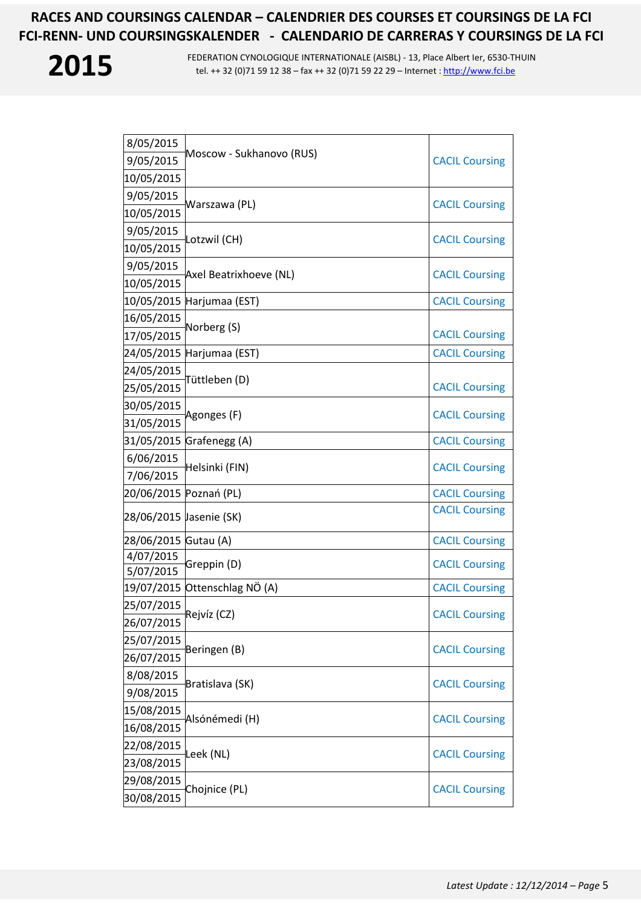# RACES AND COURSINGS CALENDAR – CALENDRIER DES COURSES ET COURSINGS DE LA FCI
# FCI-RENN- UND COURSINGSKALENDER - CALENDARIO DE CARRERAS Y COURSINGS DE LA FCI

**2015**

FEDERATION CYNOLOGIQUE INTERNATIONALE (AISBL) - 13, Place Albert Ier, 6530-THUIN
tel. ++ 32 (0)71 59 12 38 – fax ++ 32 (0)71 59 22 29 – Internet : http://www.fci.be

| Date | Place | Type |
|---|---|---|
| 8/05/2015<br>9/05/2015<br>10/05/2015 | Moscow - Sukhanovo (RUS) | CACIL Coursing |
| 9/05/2015<br>10/05/2015 | Warszawa (PL) | CACIL Coursing |
| 9/05/2015<br>10/05/2015 | Lotzwil (CH) | CACIL Coursing |
| 9/05/2015<br>10/05/2015 | Axel Beatrixhoeve (NL) | CACIL Coursing |
| 10/05/2015 | Harjumaa (EST) | CACIL Coursing |
| 16/05/2015<br>17/05/2015 | Norberg (S) | CACIL Coursing |
| 24/05/2015 | Harjumaa (EST) | CACIL Coursing |
| 24/05/2015<br>25/05/2015 | Tüttleben (D) | CACIL Coursing |
| 30/05/2015<br>31/05/2015 | Agonges (F) | CACIL Coursing |
| 31/05/2015 | Grafenegg (A) | CACIL Coursing |
| 6/06/2015<br>7/06/2015 | Helsinki (FIN) | CACIL Coursing |
| 20/06/2015 | Poznań (PL) | CACIL Coursing |
| 28/06/2015 | Jasenie (SK) | CACIL Coursing |
| 28/06/2015 | Gutau (A) | CACIL Coursing |
| 4/07/2015<br>5/07/2015 | Greppin (D) | CACIL Coursing |
| 19/07/2015 | Ottenschlag NÖ (A) | CACIL Coursing |
| 25/07/2015<br>26/07/2015 | Rejvíz (CZ) | CACIL Coursing |
| 25/07/2015<br>26/07/2015 | Beringen (B) | CACIL Coursing |
| 8/08/2015<br>9/08/2015 | Bratislava (SK) | CACIL Coursing |
| 15/08/2015<br>16/08/2015 | Alsónémedi (H) | CACIL Coursing |
| 22/08/2015<br>23/08/2015 | Leek (NL) | CACIL Coursing |
| 29/08/2015<br>30/08/2015 | Chojnice (PL) | CACIL Coursing |

*Latest Update : 12/12/2014*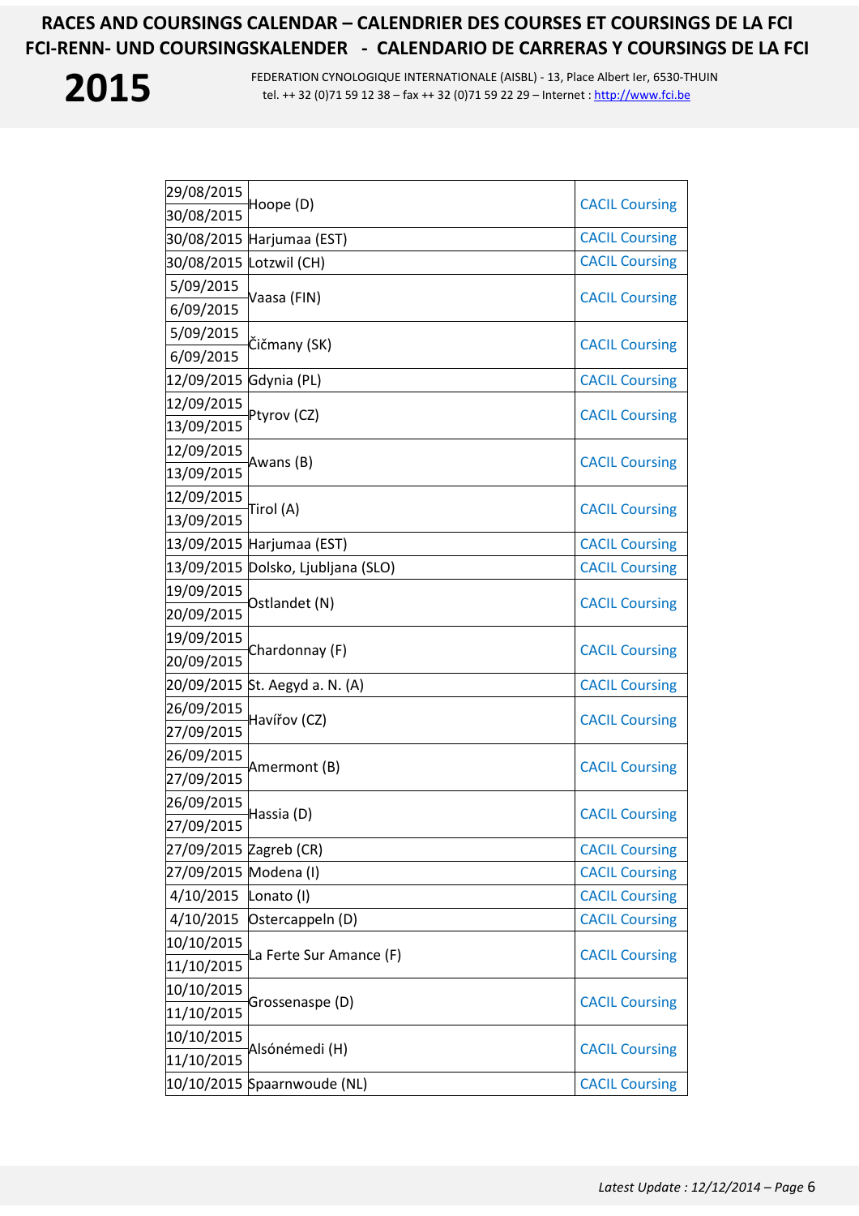| Date | Location | Type |
|---|---|---|
| 29/08/2015<br>30/08/2015 | Hoope (D) | CACIL Coursing |
| 30/08/2015 | Harjumaa (EST) | CACIL Coursing |
| 30/08/2015 | Lotzwil (CH) | CACIL Coursing |
| 5/09/2015<br>6/09/2015 | Vaasa (FIN) | CACIL Coursing |
| 5/09/2015<br>6/09/2015 | Čičmany (SK) | CACIL Coursing |
| 12/09/2015 | Gdynia (PL) | CACIL Coursing |
| 12/09/2015<br>13/09/2015 | Ptyrov (CZ) | CACIL Coursing |
| 12/09/2015<br>13/09/2015 | Awans (B) | CACIL Coursing |
| 12/09/2015<br>13/09/2015 | Tirol (A) | CACIL Coursing |
| 13/09/2015 | Harjumaa (EST) | CACIL Coursing |
| 13/09/2015 | Dolsko, Ljubljana (SLO) | CACIL Coursing |
| 19/09/2015<br>20/09/2015 | Ostlandet (N) | CACIL Coursing |
| 19/09/2015<br>20/09/2015 | Chardonnay (F) | CACIL Coursing |
| 20/09/2015 | St. Aegyd a. N. (A) | CACIL Coursing |
| 26/09/2015<br>27/09/2015 | Havířov (CZ) | CACIL Coursing |
| 26/09/2015<br>27/09/2015 | Amermont (B) | CACIL Coursing |
| 26/09/2015<br>27/09/2015 | Hassia (D) | CACIL Coursing |
| 27/09/2015 | Zagreb (CR) | CACIL Coursing |
| 27/09/2015 | Modena (I) | CACIL Coursing |
| 4/10/2015 | Lonato (I) | CACIL Coursing |
| 4/10/2015 | Ostercappeln (D) | CACIL Coursing |
| 10/10/2015<br>11/10/2015 | La Ferte Sur Amance (F) | CACIL Coursing |
| 10/10/2015<br>11/10/2015 | Grossenaspe (D) | CACIL Coursing |
| 10/10/2015<br>11/10/2015 | Alsónémedi (H) | CACIL Coursing |
| 10/10/2015 | Spaarnwoude (NL) | CACIL Coursing |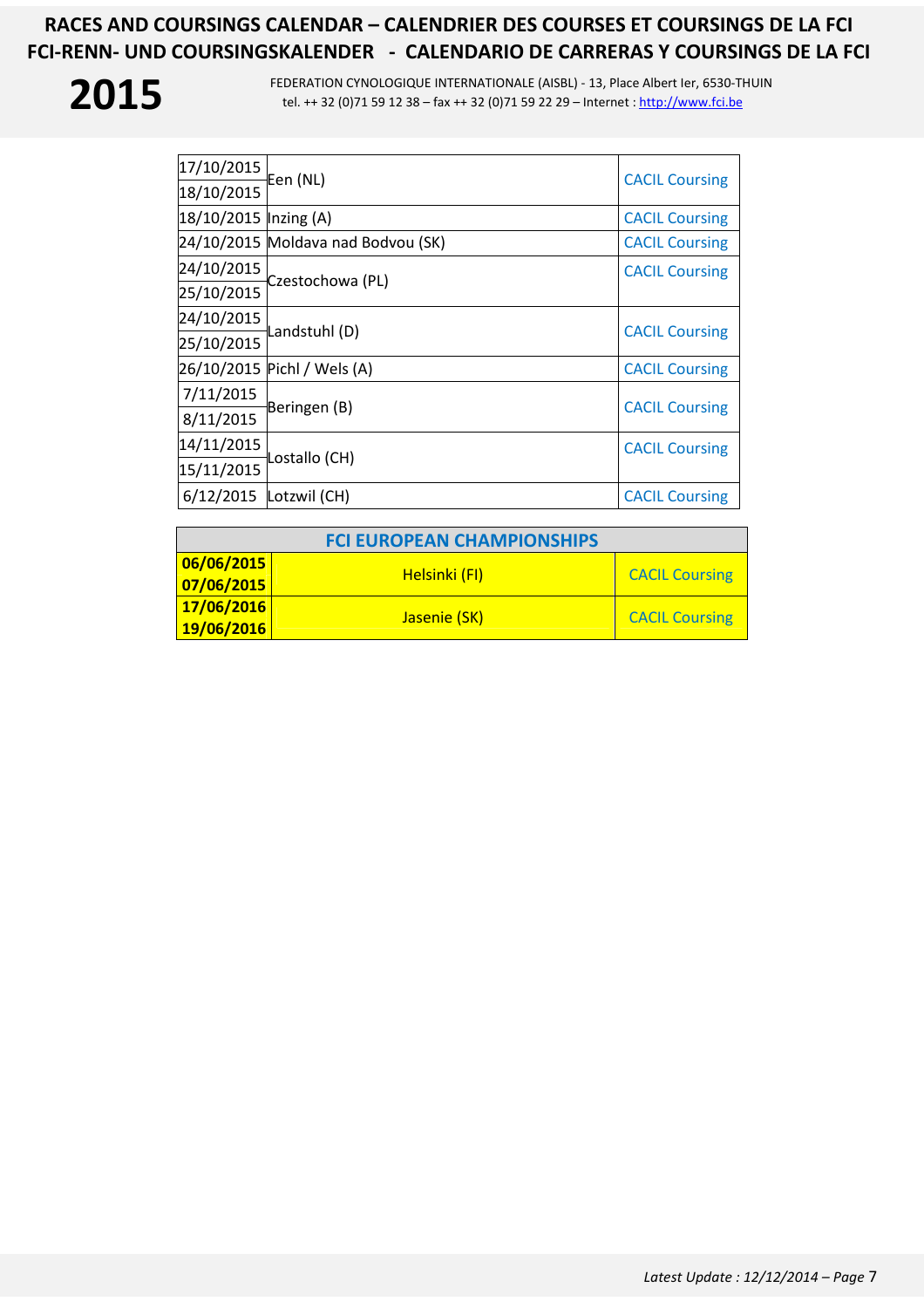| | | |
|---|---|---|
| 17/10/2015<br>18/10/2015 | Een (NL) | CACIL Coursing |
| 18/10/2015 | Inzing (A) | CACIL Coursing |
| 24/10/2015 | Moldava nad Bodvou (SK) | CACIL Coursing |
| 24/10/2015<br>25/10/2015 | Czestochowa (PL) | CACIL Coursing |
| 24/10/2015<br>25/10/2015 | Landstuhl (D) | CACIL Coursing |
| 26/10/2015 | Pichl / Wels (A) | CACIL Coursing |
| 7/11/2015<br>8/11/2015 | Beringen (B) | CACIL Coursing |
| 14/11/2015<br>15/11/2015 | Lostallo (CH) | CACIL Coursing |
| 6/12/2015 | Lotzwil (CH) | CACIL Coursing |

| FCI EUROPEAN CHAMPIONSHIPS | | |
|---|---|---|
| **06/06/2015**<br>**07/06/2015** | Helsinki (FI) | CACIL Coursing |
| **17/06/2016**<br>**19/06/2016** | Jasenie (SK) | CACIL Coursing |